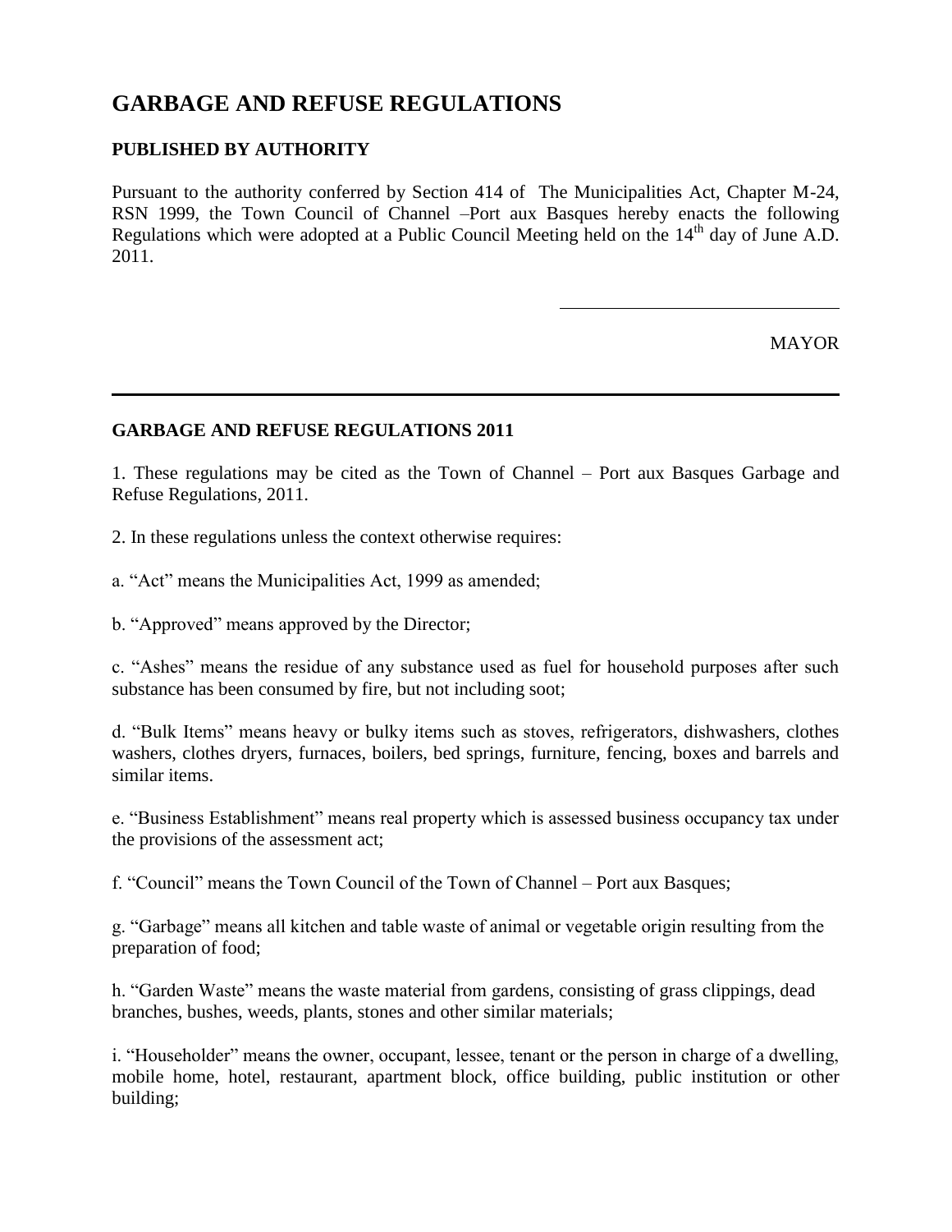# GARBAGE AND REFUSE REGULATIONS

### PUBLISHED BY AUTHORITY

Pursuant to the authority conferred by Section 414 of The Municipalities Act, Chapter M-24, RSN 1999, the Town Council of Channel –Port aux Basques hereby enacts the following Regulations which were adopted at a Public Council Meeting held on the 14th day of June A.D. 2011.

\_\_\_\_\_\_\_\_\_\_\_\_\_\_\_\_\_\_\_\_\_\_\_\_\_\_\_\_\_\_

MAYOR

---

### GARBAGE AND REFUSE REGULATIONS 2011

1. These regulations may be cited as the Town of Channel – Port aux Basques Garbage and Refuse Regulations, 2011.

2. In these regulations unless the context otherwise requires:

a. "Act" means the Municipalities Act, 1999 as amended;

b. "Approved" means approved by the Director;

c. "Ashes" means the residue of any substance used as fuel for household purposes after such substance has been consumed by fire, but not including soot;

d. "Bulk Items" means heavy or bulky items such as stoves, refrigerators, dishwashers, clothes washers, clothes dryers, furnaces, boilers, bed springs, furniture, fencing, boxes and barrels and similar items.

e. "Business Establishment" means real property which is assessed business occupancy tax under the provisions of the assessment act;

f. "Council" means the Town Council of the Town of Channel – Port aux Basques;

g. "Garbage" means all kitchen and table waste of animal or vegetable origin resulting from the preparation of food;

h. "Garden Waste" means the waste material from gardens, consisting of grass clippings, dead branches, bushes, weeds, plants, stones and other similar materials;

i. "Householder" means the owner, occupant, lessee, tenant or the person in charge of a dwelling, mobile home, hotel, restaurant, apartment block, office building, public institution or other building;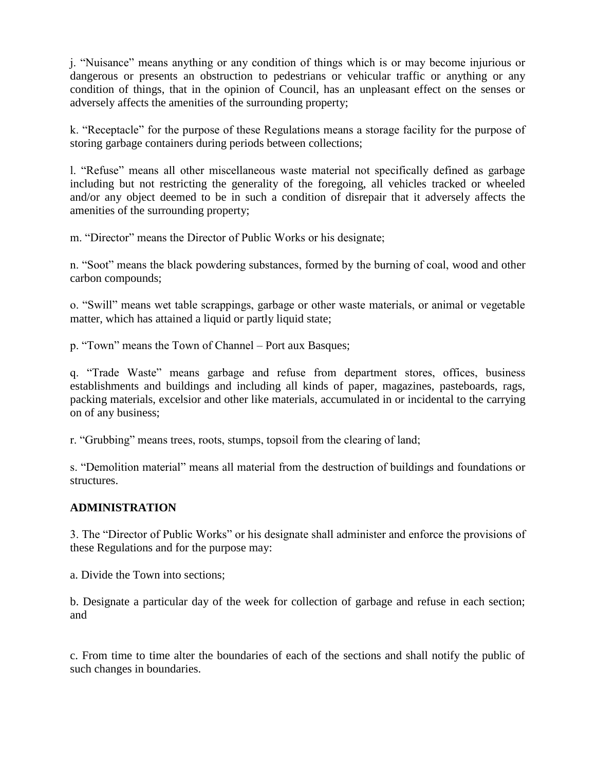j. "Nuisance" means anything or any condition of things which is or may become injurious or dangerous or presents an obstruction to pedestrians or vehicular traffic or anything or any condition of things, that in the opinion of Council, has an unpleasant effect on the senses or adversely affects the amenities of the surrounding property;

k. "Receptacle" for the purpose of these Regulations means a storage facility for the purpose of storing garbage containers during periods between collections;

l. "Refuse" means all other miscellaneous waste material not specifically defined as garbage including but not restricting the generality of the foregoing, all vehicles tracked or wheeled and/or any object deemed to be in such a condition of disrepair that it adversely affects the amenities of the surrounding property;

m. "Director" means the Director of Public Works or his designate;

n. "Soot" means the black powdering substances, formed by the burning of coal, wood and other carbon compounds;

o. "Swill" means wet table scrappings, garbage or other waste materials, or animal or vegetable matter, which has attained a liquid or partly liquid state;

p. "Town" means the Town of Channel – Port aux Basques;

q. "Trade Waste" means garbage and refuse from department stores, offices, business establishments and buildings and including all kinds of paper, magazines, pasteboards, rags, packing materials, excelsior and other like materials, accumulated in or incidental to the carrying on of any business;

r. "Grubbing" means trees, roots, stumps, topsoil from the clearing of land;

s. "Demolition material" means all material from the destruction of buildings and foundations or structures.

**ADMINISTRATION**

3. The "Director of Public Works" or his designate shall administer and enforce the provisions of these Regulations and for the purpose may:

a. Divide the Town into sections;

b. Designate a particular day of the week for collection of garbage and refuse in each section; and

c. From time to time alter the boundaries of each of the sections and shall notify the public of such changes in boundaries.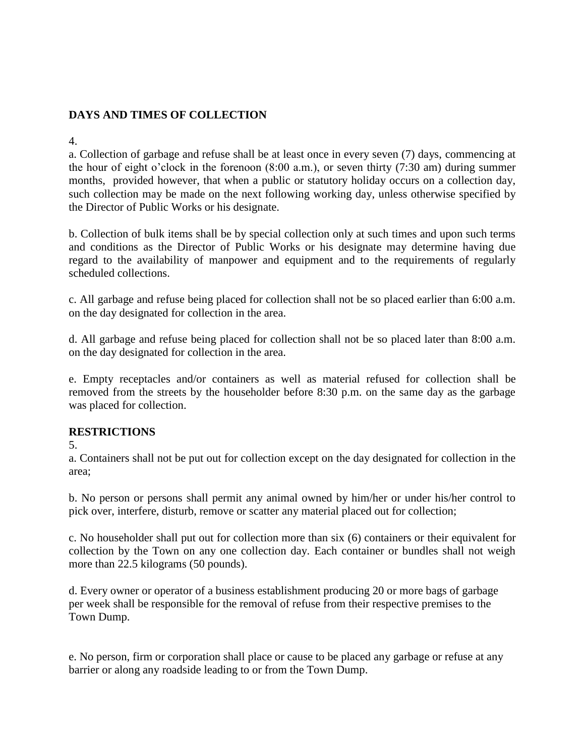## DAYS AND TIMES OF COLLECTION

4.

a. Collection of garbage and refuse shall be at least once in every seven (7) days, commencing at the hour of eight o'clock in the forenoon (8:00 a.m.), or seven thirty (7:30 am) during summer months, provided however, that when a public or statutory holiday occurs on a collection day, such collection may be made on the next following working day, unless otherwise specified by the Director of Public Works or his designate.

b. Collection of bulk items shall be by special collection only at such times and upon such terms and conditions as the Director of Public Works or his designate may determine having due regard to the availability of manpower and equipment and to the requirements of regularly scheduled collections.

c. All garbage and refuse being placed for collection shall not be so placed earlier than 6:00 a.m. on the day designated for collection in the area.

d. All garbage and refuse being placed for collection shall not be so placed later than 8:00 a.m. on the day designated for collection in the area.

e. Empty receptacles and/or containers as well as material refused for collection shall be removed from the streets by the householder before 8:30 p.m. on the same day as the garbage was placed for collection.

## RESTRICTIONS

5.

a. Containers shall not be put out for collection except on the day designated for collection in the area;

b. No person or persons shall permit any animal owned by him/her or under his/her control to pick over, interfere, disturb, remove or scatter any material placed out for collection;

c. No householder shall put out for collection more than six (6) containers or their equivalent for collection by the Town on any one collection day. Each container or bundles shall not weigh more than 22.5 kilograms (50 pounds).

d. Every owner or operator of a business establishment producing 20 or more bags of garbage per week shall be responsible for the removal of refuse from their respective premises to the Town Dump.

e. No person, firm or corporation shall place or cause to be placed any garbage or refuse at any barrier or along any roadside leading to or from the Town Dump.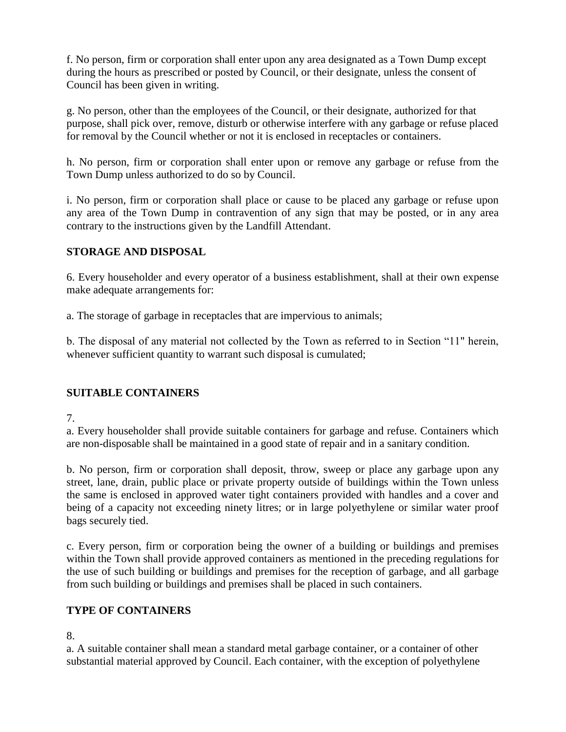f. No person, firm or corporation shall enter upon any area designated as a Town Dump except during the hours as prescribed or posted by Council, or their designate, unless the consent of Council has been given in writing.

g. No person, other than the employees of the Council, or their designate, authorized for that purpose, shall pick over, remove, disturb or otherwise interfere with any garbage or refuse placed for removal by the Council whether or not it is enclosed in receptacles or containers.

h. No person, firm or corporation shall enter upon or remove any garbage or refuse from the Town Dump unless authorized to do so by Council.

i. No person, firm or corporation shall place or cause to be placed any garbage or refuse upon any area of the Town Dump in contravention of any sign that may be posted, or in any area contrary to the instructions given by the Landfill Attendant.

**STORAGE AND DISPOSAL**

6. Every householder and every operator of a business establishment, shall at their own expense make adequate arrangements for:

a. The storage of garbage in receptacles that are impervious to animals;

b. The disposal of any material not collected by the Town as referred to in Section “11" herein, whenever sufficient quantity to warrant such disposal is cumulated;

**SUITABLE CONTAINERS**

7.

a. Every householder shall provide suitable containers for garbage and refuse. Containers which are non-disposable shall be maintained in a good state of repair and in a sanitary condition.

b. No person, firm or corporation shall deposit, throw, sweep or place any garbage upon any street, lane, drain, public place or private property outside of buildings within the Town unless the same is enclosed in approved water tight containers provided with handles and a cover and being of a capacity not exceeding ninety litres; or in large polyethylene or similar water proof bags securely tied.

c. Every person, firm or corporation being the owner of a building or buildings and premises within the Town shall provide approved containers as mentioned in the preceding regulations for the use of such building or buildings and premises for the reception of garbage, and all garbage from such building or buildings and premises shall be placed in such containers.

**TYPE OF CONTAINERS**

8.

a. A suitable container shall mean a standard metal garbage container, or a container of other substantial material approved by Council. Each container, with the exception of polyethylene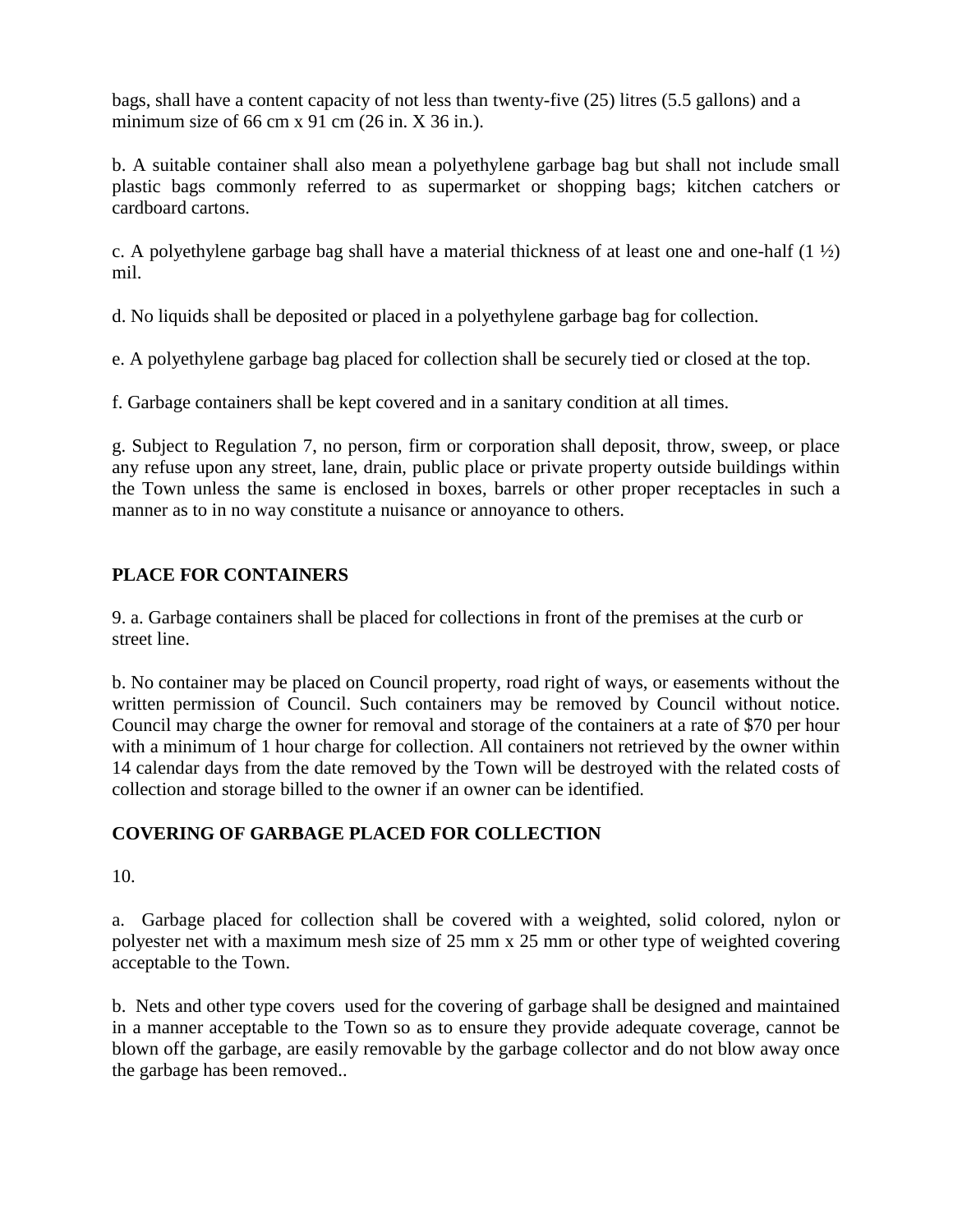bags, shall have a content capacity of not less than twenty-five (25) litres (5.5 gallons) and a minimum size of 66 cm x 91 cm (26 in. X 36 in.).

b. A suitable container shall also mean a polyethylene garbage bag but shall not include small plastic bags commonly referred to as supermarket or shopping bags; kitchen catchers or cardboard cartons.

c. A polyethylene garbage bag shall have a material thickness of at least one and one-half (1 ½) mil.

d. No liquids shall be deposited or placed in a polyethylene garbage bag for collection.

e. A polyethylene garbage bag placed for collection shall be securely tied or closed at the top.

f. Garbage containers shall be kept covered and in a sanitary condition at all times.

g. Subject to Regulation 7, no person, firm or corporation shall deposit, throw, sweep, or place any refuse upon any street, lane, drain, public place or private property outside buildings within the Town unless the same is enclosed in boxes, barrels or other proper receptacles in such a manner as to in no way constitute a nuisance or annoyance to others.

**PLACE FOR CONTAINERS**

9. a. Garbage containers shall be placed for collections in front of the premises at the curb or street line.

b. No container may be placed on Council property, road right of ways, or easements without the written permission of Council. Such containers may be removed by Council without notice. Council may charge the owner for removal and storage of the containers at a rate of $70 per hour with a minimum of 1 hour charge for collection. All containers not retrieved by the owner within 14 calendar days from the date removed by the Town will be destroyed with the related costs of collection and storage billed to the owner if an owner can be identified.

**COVERING OF GARBAGE PLACED FOR COLLECTION**

10.

a. Garbage placed for collection shall be covered with a weighted, solid colored, nylon or polyester net with a maximum mesh size of 25 mm x 25 mm or other type of weighted covering acceptable to the Town.

b. Nets and other type covers used for the covering of garbage shall be designed and maintained in a manner acceptable to the Town so as to ensure they provide adequate coverage, cannot be blown off the garbage, are easily removable by the garbage collector and do not blow away once the garbage has been removed..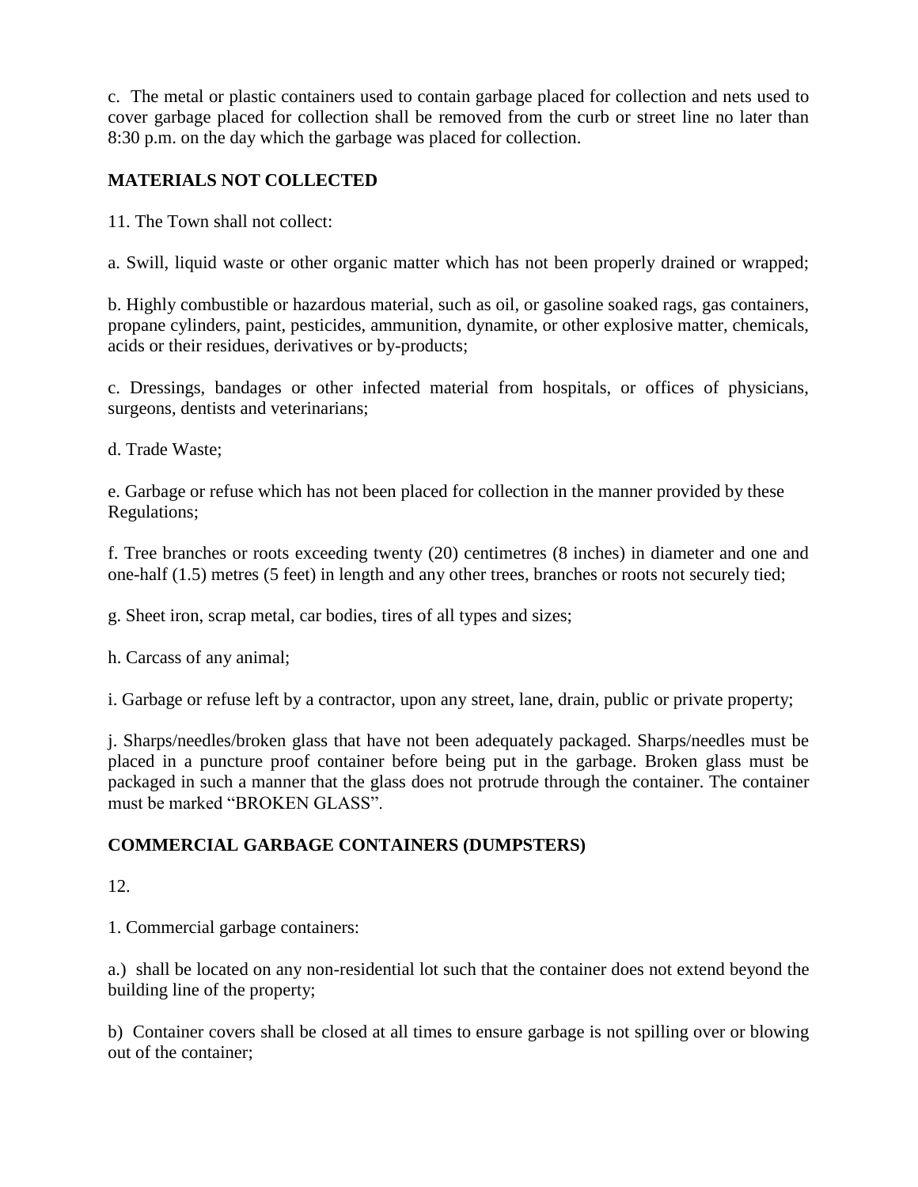c. The metal or plastic containers used to contain garbage placed for collection and nets used to cover garbage placed for collection shall be removed from the curb or street line no later than 8:30 p.m. on the day which the garbage was placed for collection.

**MATERIALS NOT COLLECTED**

11. The Town shall not collect:

a. Swill, liquid waste or other organic matter which has not been properly drained or wrapped;

b. Highly combustible or hazardous material, such as oil, or gasoline soaked rags, gas containers, propane cylinders, paint, pesticides, ammunition, dynamite, or other explosive matter, chemicals, acids or their residues, derivatives or by-products;

c. Dressings, bandages or other infected material from hospitals, or offices of physicians, surgeons, dentists and veterinarians;

d. Trade Waste;

e. Garbage or refuse which has not been placed for collection in the manner provided by these Regulations;

f. Tree branches or roots exceeding twenty (20) centimetres (8 inches) in diameter and one and one-half (1.5) metres (5 feet) in length and any other trees, branches or roots not securely tied;

g. Sheet iron, scrap metal, car bodies, tires of all types and sizes;

h. Carcass of any animal;

i. Garbage or refuse left by a contractor, upon any street, lane, drain, public or private property;

j. Sharps/needles/broken glass that have not been adequately packaged. Sharps/needles must be placed in a puncture proof container before being put in the garbage. Broken glass must be packaged in such a manner that the glass does not protrude through the container. The container must be marked "BROKEN GLASS".

**COMMERCIAL GARBAGE CONTAINERS (DUMPSTERS)**

12.

1. Commercial garbage containers:

a.) shall be located on any non-residential lot such that the container does not extend beyond the building line of the property;

b) Container covers shall be closed at all times to ensure garbage is not spilling over or blowing out of the container;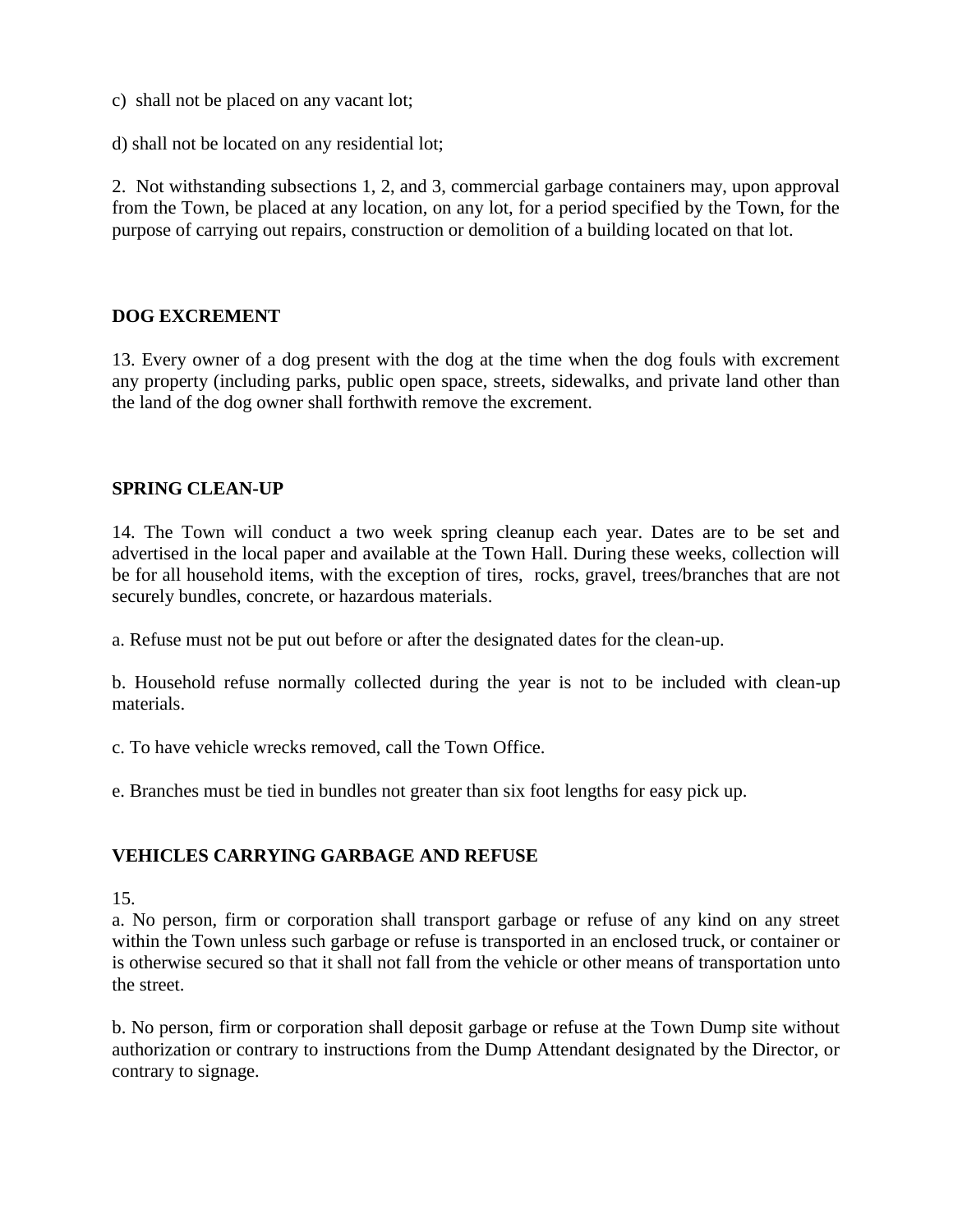c) shall not be placed on any vacant lot;

d) shall not be located on any residential lot;

2. Not withstanding subsections 1, 2, and 3, commercial garbage containers may, upon approval from the Town, be placed at any location, on any lot, for a period specified by the Town, for the purpose of carrying out repairs, construction or demolition of a building located on that lot.

**DOG EXCREMENT**

13. Every owner of a dog present with the dog at the time when the dog fouls with excrement any property (including parks, public open space, streets, sidewalks, and private land other than the land of the dog owner shall forthwith remove the excrement.

**SPRING CLEAN-UP**

14. The Town will conduct a two week spring cleanup each year. Dates are to be set and advertised in the local paper and available at the Town Hall. During these weeks, collection will be for all household items, with the exception of tires, rocks, gravel, trees/branches that are not securely bundles, concrete, or hazardous materials.

a. Refuse must not be put out before or after the designated dates for the clean-up.

b. Household refuse normally collected during the year is not to be included with clean-up materials.

c. To have vehicle wrecks removed, call the Town Office.

e. Branches must be tied in bundles not greater than six foot lengths for easy pick up.

**VEHICLES CARRYING GARBAGE AND REFUSE**

15.

a. No person, firm or corporation shall transport garbage or refuse of any kind on any street within the Town unless such garbage or refuse is transported in an enclosed truck, or container or is otherwise secured so that it shall not fall from the vehicle or other means of transportation unto the street.

b. No person, firm or corporation shall deposit garbage or refuse at the Town Dump site without authorization or contrary to instructions from the Dump Attendant designated by the Director, or contrary to signage.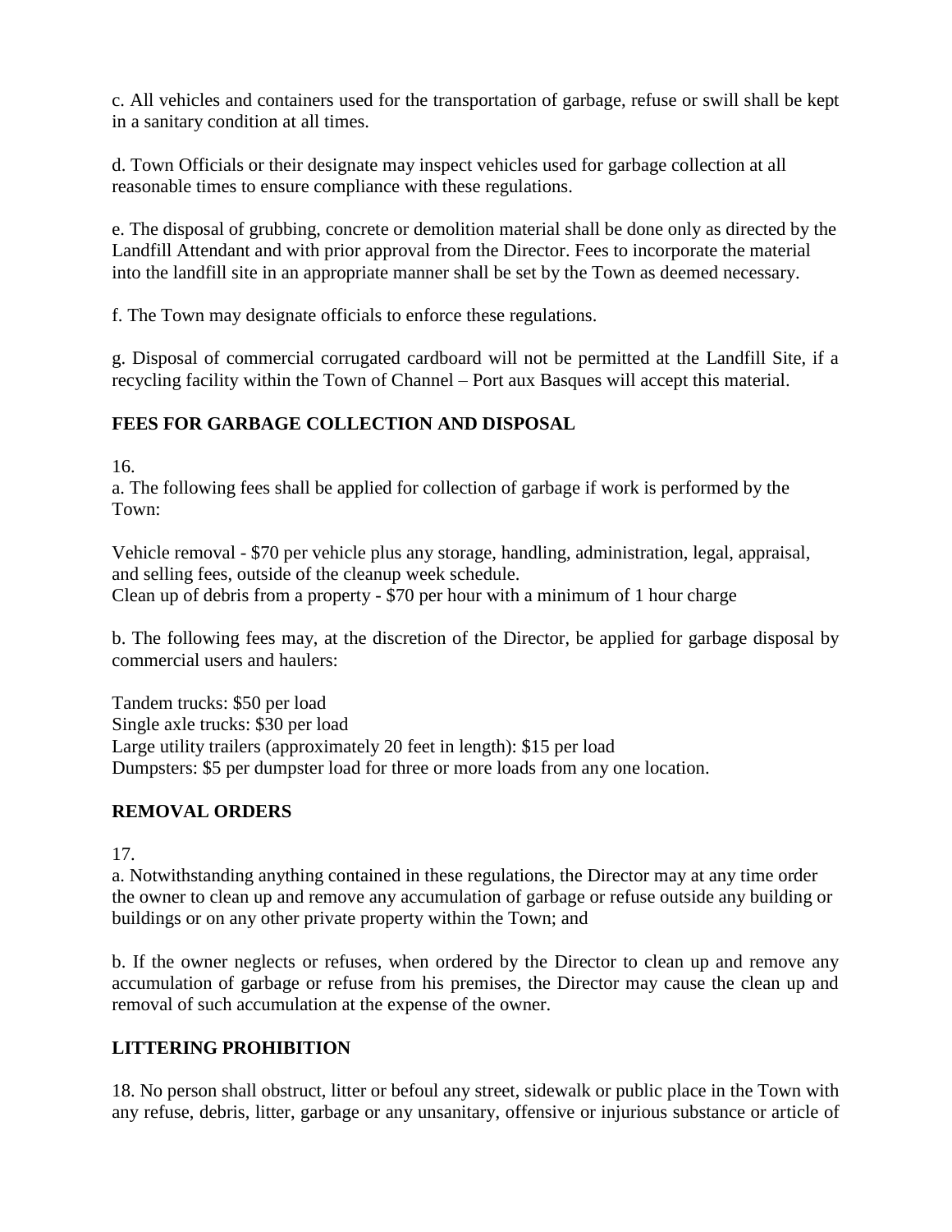c. All vehicles and containers used for the transportation of garbage, refuse or swill shall be kept in a sanitary condition at all times.

d. Town Officials or their designate may inspect vehicles used for garbage collection at all reasonable times to ensure compliance with these regulations.

e. The disposal of grubbing, concrete or demolition material shall be done only as directed by the Landfill Attendant and with prior approval from the Director. Fees to incorporate the material into the landfill site in an appropriate manner shall be set by the Town as deemed necessary.

f. The Town may designate officials to enforce these regulations.

g. Disposal of commercial corrugated cardboard will not be permitted at the Landfill Site, if a recycling facility within the Town of Channel – Port aux Basques will accept this material.

## FEES FOR GARBAGE COLLECTION AND DISPOSAL

16.
a. The following fees shall be applied for collection of garbage if work is performed by the Town:

Vehicle removal - $70 per vehicle plus any storage, handling, administration, legal, appraisal, and selling fees, outside of the cleanup week schedule.
Clean up of debris from a property - $70 per hour with a minimum of 1 hour charge

b. The following fees may, at the discretion of the Director, be applied for garbage disposal by commercial users and haulers:

Tandem trucks: $50 per load
Single axle trucks: $30 per load
Large utility trailers (approximately 20 feet in length): $15 per load
Dumpsters: $5 per dumpster load for three or more loads from any one location.

## REMOVAL ORDERS

17.
a. Notwithstanding anything contained in these regulations, the Director may at any time order the owner to clean up and remove any accumulation of garbage or refuse outside any building or buildings or on any other private property within the Town; and

b. If the owner neglects or refuses, when ordered by the Director to clean up and remove any accumulation of garbage or refuse from his premises, the Director may cause the clean up and removal of such accumulation at the expense of the owner.

## LITTERING PROHIBITION

18. No person shall obstruct, litter or befoul any street, sidewalk or public place in the Town with any refuse, debris, litter, garbage or any unsanitary, offensive or injurious substance or article of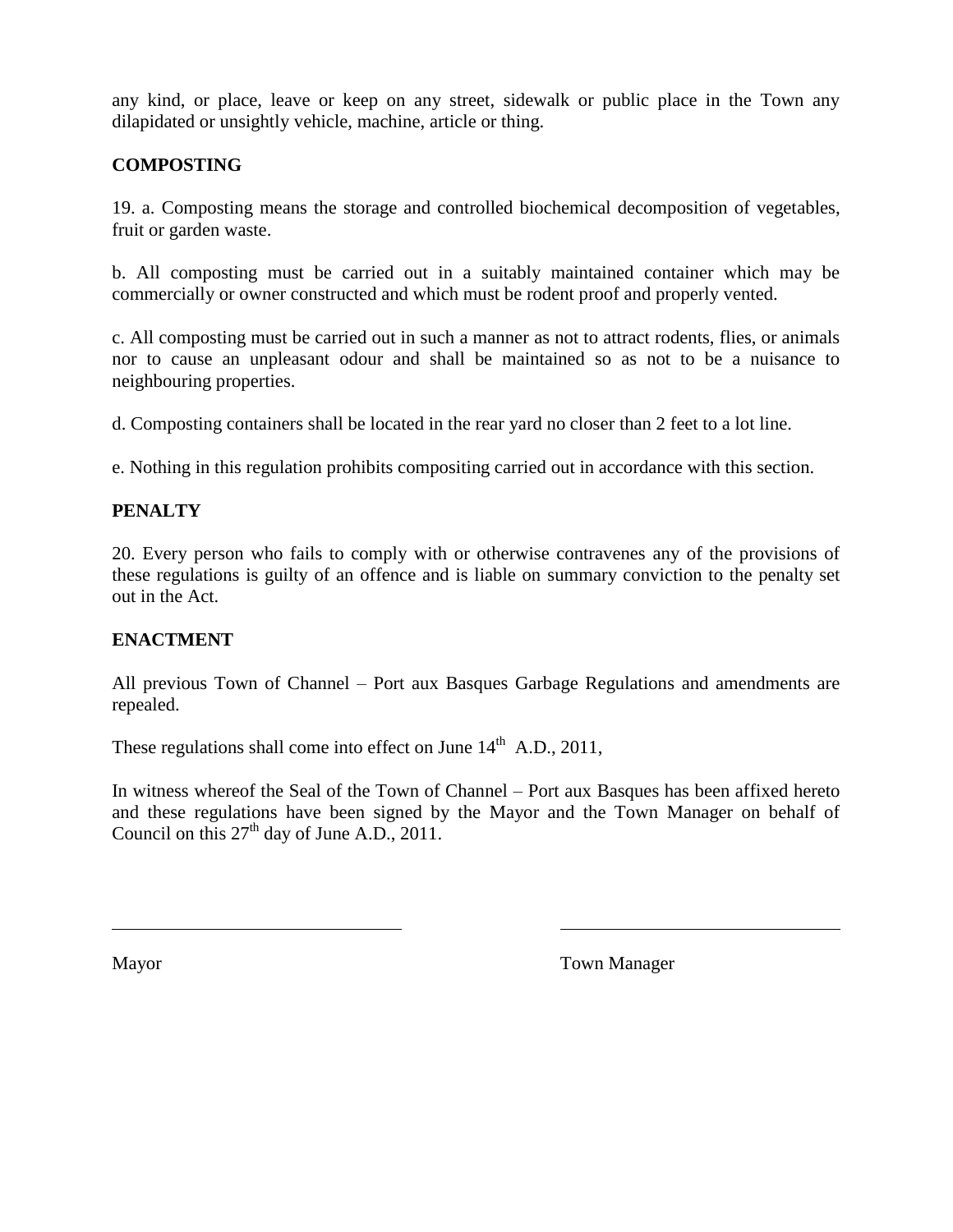any kind, or place, leave or keep on any street, sidewalk or public place in the Town any dilapidated or unsightly vehicle, machine, article or thing.

**COMPOSTING**

19. a. Composting means the storage and controlled biochemical decomposition of vegetables, fruit or garden waste.

b. All composting must be carried out in a suitably maintained container which may be commercially or owner constructed and which must be rodent proof and properly vented.

c. All composting must be carried out in such a manner as not to attract rodents, flies, or animals nor to cause an unpleasant odour and shall be maintained so as not to be a nuisance to neighbouring properties.

d. Composting containers shall be located in the rear yard no closer than 2 feet to a lot line.

e. Nothing in this regulation prohibits compositing carried out in accordance with this section.

**PENALTY**

20. Every person who fails to comply with or otherwise contravenes any of the provisions of these regulations is guilty of an offence and is liable on summary conviction to the penalty set out in the Act.

**ENACTMENT**

All previous Town of Channel – Port aux Basques Garbage Regulations and amendments are repealed.

These regulations shall come into effect on June 14th A.D., 2011,

In witness whereof the Seal of the Town of Channel – Port aux Basques has been affixed hereto and these regulations have been signed by the Mayor and the Town Manager on behalf of Council on this 27th day of June A.D., 2011.

\_\_\_\_\_\_\_\_\_\_\_\_\_\_\_\_\_\_\_\_\_\_\_\_\_\_\_\_\_\_ \_\_\_\_\_\_\_\_\_\_\_\_\_\_\_\_\_\_\_\_\_\_\_\_\_\_\_\_\_\_

Mayor Town Manager